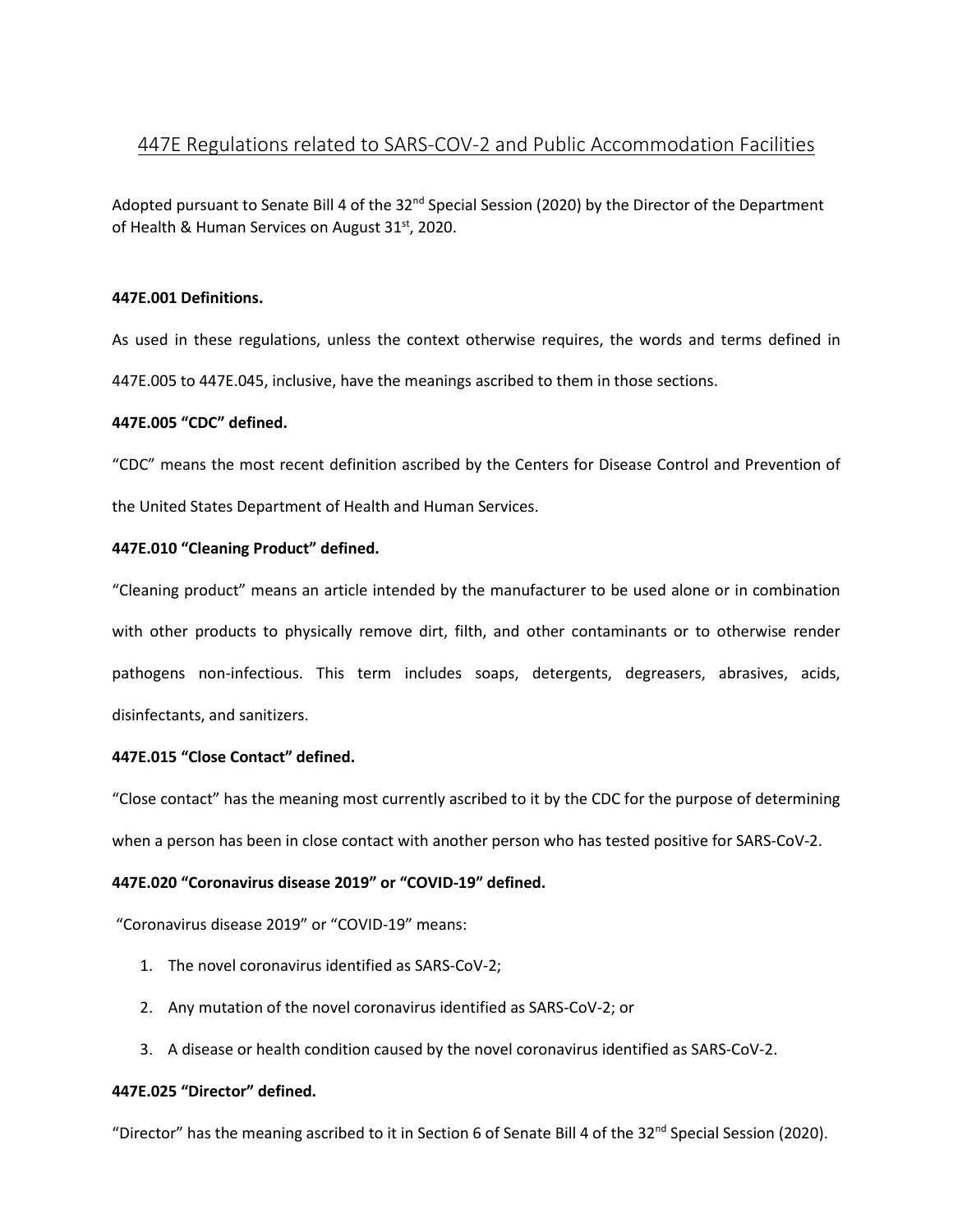# 447E Regulations related to SARS-COV-2 and Public Accommodation Facilities

Adopted pursuant to Senate Bill 4 of the 32nd Special Session (2020) by the Director of the Department of Health & Human Services on August 31st, 2020.

**447E.001 Definitions.**

As used in these regulations, unless the context otherwise requires, the words and terms defined in 447E.005 to 447E.045, inclusive, have the meanings ascribed to them in those sections.

**447E.005 "CDC" defined.**

"CDC" means the most recent definition ascribed by the Centers for Disease Control and Prevention of the United States Department of Health and Human Services.

**447E.010 "Cleaning Product" defined.**

"Cleaning product" means an article intended by the manufacturer to be used alone or in combination with other products to physically remove dirt, filth, and other contaminants or to otherwise render pathogens non-infectious. This term includes soaps, detergents, degreasers, abrasives, acids, disinfectants, and sanitizers.

**447E.015 "Close Contact" defined.**

"Close contact" has the meaning most currently ascribed to it by the CDC for the purpose of determining when a person has been in close contact with another person who has tested positive for SARS-CoV-2.

**447E.020 "Coronavirus disease 2019" or "COVID-19" defined.**

"Coronavirus disease 2019" or "COVID-19" means:

1. The novel coronavirus identified as SARS-CoV-2;
2. Any mutation of the novel coronavirus identified as SARS-CoV-2; or
3. A disease or health condition caused by the novel coronavirus identified as SARS-CoV-2.

**447E.025 "Director" defined.**

"Director" has the meaning ascribed to it in Section 6 of Senate Bill 4 of the 32nd Special Session (2020).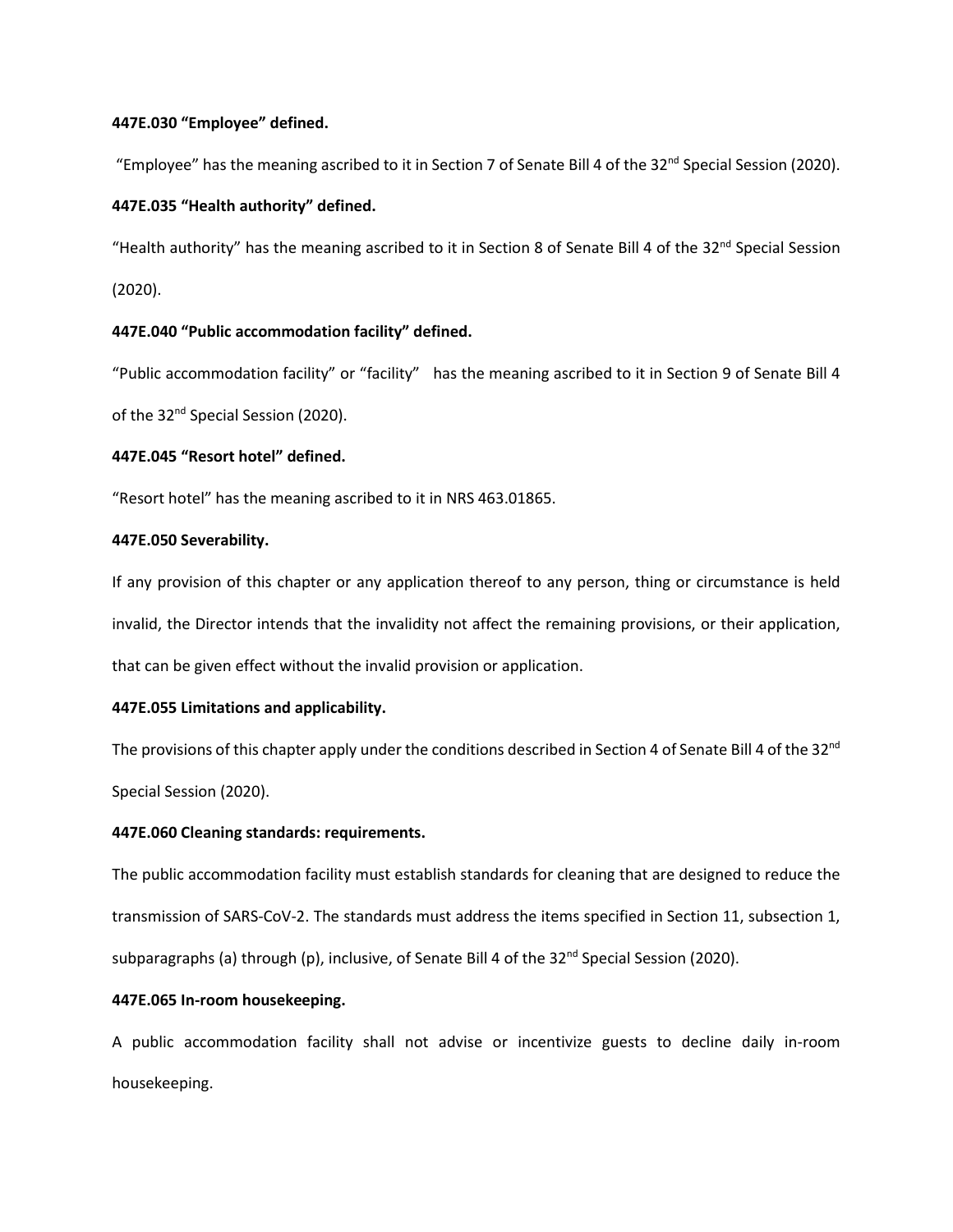**447E.030 "Employee" defined.**

"Employee" has the meaning ascribed to it in Section 7 of Senate Bill 4 of the 32nd Special Session (2020).

**447E.035 "Health authority" defined.**

"Health authority" has the meaning ascribed to it in Section 8 of Senate Bill 4 of the 32nd Special Session (2020).

**447E.040 "Public accommodation facility" defined.**

"Public accommodation facility" or "facility" has the meaning ascribed to it in Section 9 of Senate Bill 4 of the 32nd Special Session (2020).

**447E.045 "Resort hotel" defined.**

"Resort hotel" has the meaning ascribed to it in NRS 463.01865.

**447E.050 Severability.**

If any provision of this chapter or any application thereof to any person, thing or circumstance is held invalid, the Director intends that the invalidity not affect the remaining provisions, or their application, that can be given effect without the invalid provision or application.

**447E.055 Limitations and applicability.**

The provisions of this chapter apply under the conditions described in Section 4 of Senate Bill 4 of the 32nd Special Session (2020).

**447E.060 Cleaning standards: requirements.**

The public accommodation facility must establish standards for cleaning that are designed to reduce the transmission of SARS-CoV-2. The standards must address the items specified in Section 11, subsection 1, subparagraphs (a) through (p), inclusive, of Senate Bill 4 of the 32nd Special Session (2020).

**447E.065 In-room housekeeping.**

A public accommodation facility shall not advise or incentivize guests to decline daily in-room housekeeping.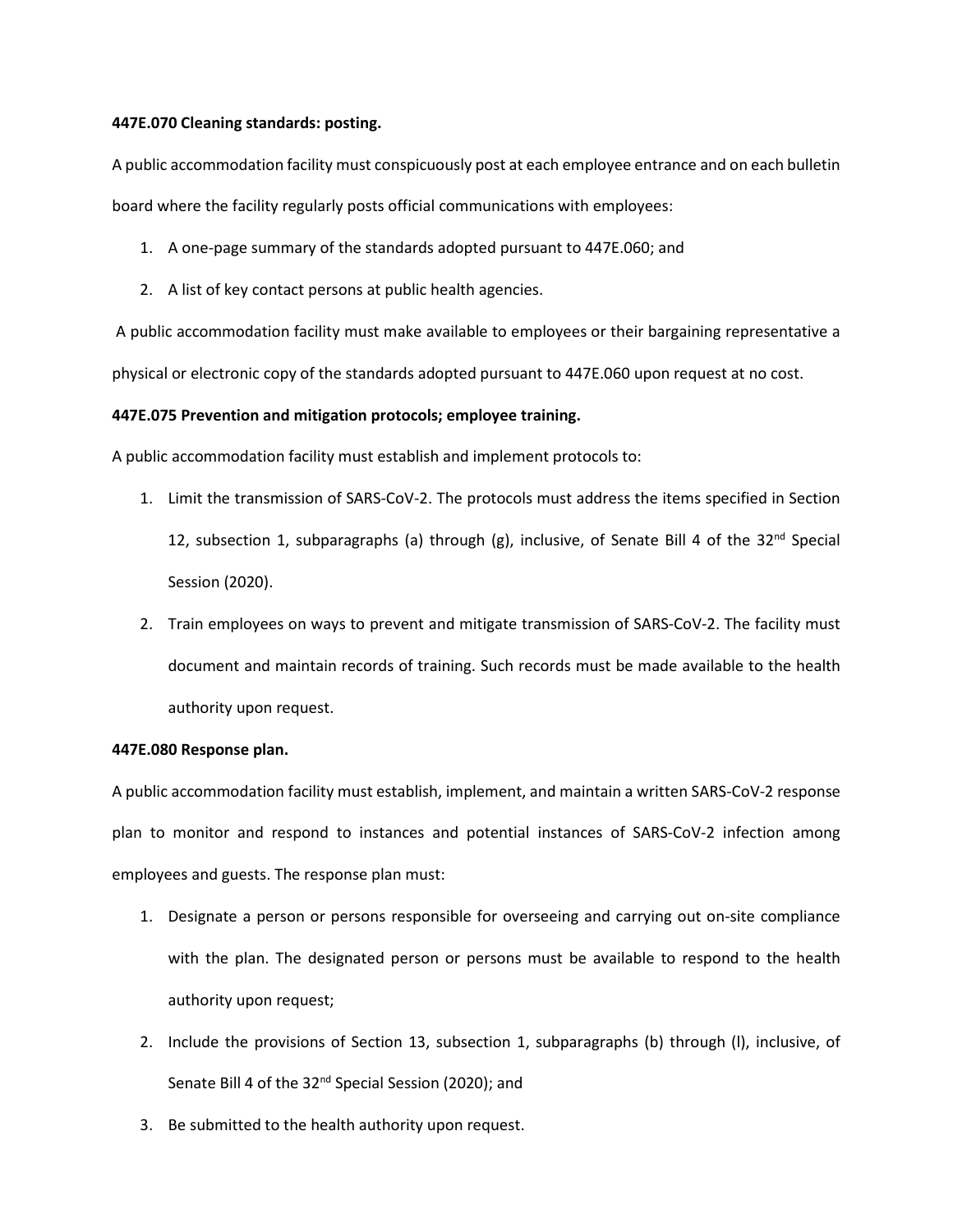**447E.070 Cleaning standards: posting.**

A public accommodation facility must conspicuously post at each employee entrance and on each bulletin board where the facility regularly posts official communications with employees:

1. A one-page summary of the standards adopted pursuant to 447E.060; and
2. A list of key contact persons at public health agencies.

A public accommodation facility must make available to employees or their bargaining representative a physical or electronic copy of the standards adopted pursuant to 447E.060 upon request at no cost.

**447E.075 Prevention and mitigation protocols; employee training.**

A public accommodation facility must establish and implement protocols to:

1. Limit the transmission of SARS-CoV-2. The protocols must address the items specified in Section 12, subsection 1, subparagraphs (a) through (g), inclusive, of Senate Bill 4 of the 32nd Special Session (2020).
2. Train employees on ways to prevent and mitigate transmission of SARS-CoV-2. The facility must document and maintain records of training. Such records must be made available to the health authority upon request.

**447E.080 Response plan.**

A public accommodation facility must establish, implement, and maintain a written SARS-CoV-2 response plan to monitor and respond to instances and potential instances of SARS-CoV-2 infection among employees and guests. The response plan must:

1. Designate a person or persons responsible for overseeing and carrying out on-site compliance with the plan. The designated person or persons must be available to respond to the health authority upon request;
2. Include the provisions of Section 13, subsection 1, subparagraphs (b) through (l), inclusive, of Senate Bill 4 of the 32nd Special Session (2020); and
3. Be submitted to the health authority upon request.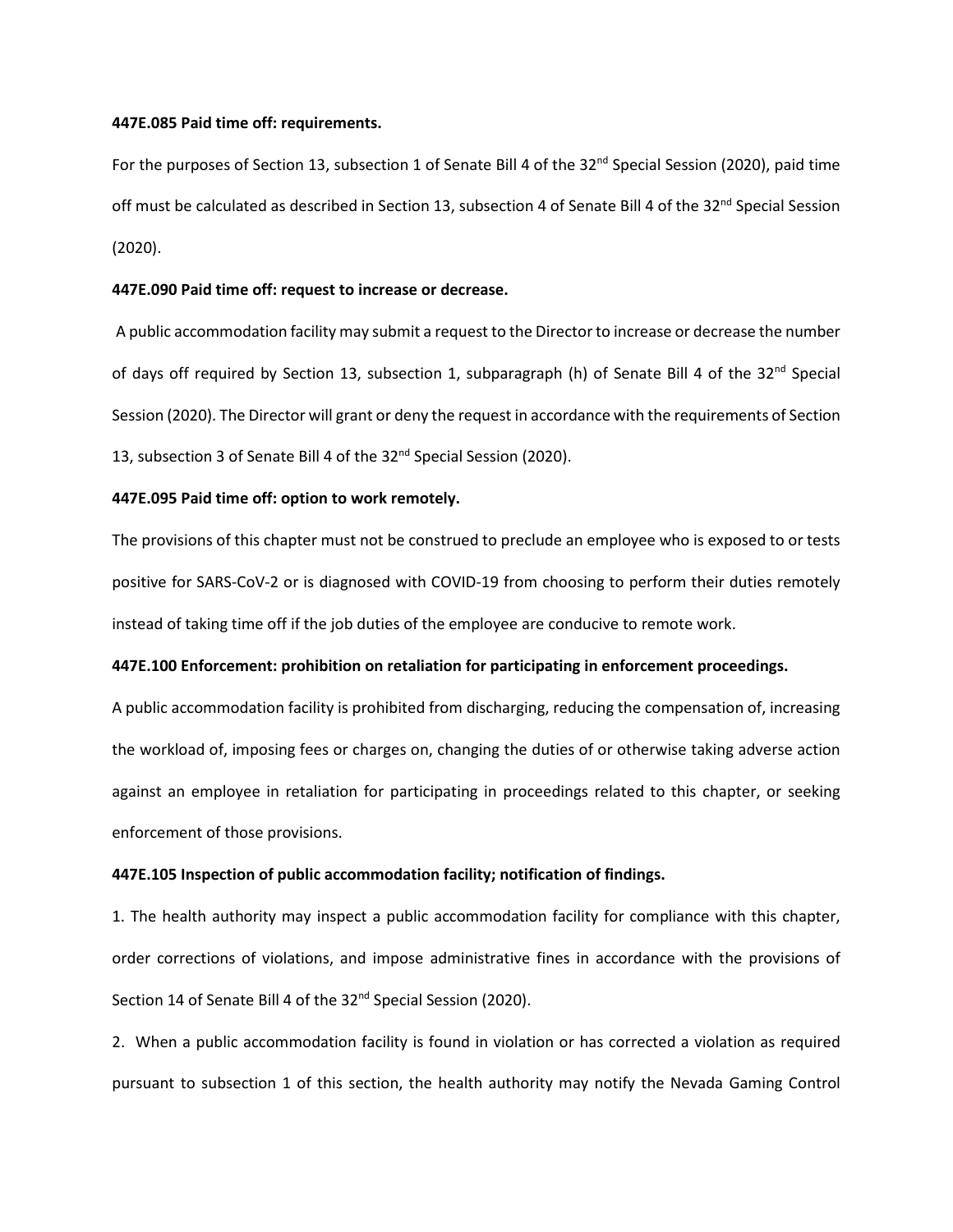**447E.085 Paid time off: requirements.**

For the purposes of Section 13, subsection 1 of Senate Bill 4 of the 32nd Special Session (2020), paid time off must be calculated as described in Section 13, subsection 4 of Senate Bill 4 of the 32nd Special Session (2020).

**447E.090 Paid time off: request to increase or decrease.**

A public accommodation facility may submit a request to the Director to increase or decrease the number of days off required by Section 13, subsection 1, subparagraph (h) of Senate Bill 4 of the 32nd Special Session (2020). The Director will grant or deny the request in accordance with the requirements of Section 13, subsection 3 of Senate Bill 4 of the 32nd Special Session (2020).

**447E.095 Paid time off: option to work remotely.**

The provisions of this chapter must not be construed to preclude an employee who is exposed to or tests positive for SARS-CoV-2 or is diagnosed with COVID-19 from choosing to perform their duties remotely instead of taking time off if the job duties of the employee are conducive to remote work.

**447E.100 Enforcement: prohibition on retaliation for participating in enforcement proceedings.**

A public accommodation facility is prohibited from discharging, reducing the compensation of, increasing the workload of, imposing fees or charges on, changing the duties of or otherwise taking adverse action against an employee in retaliation for participating in proceedings related to this chapter, or seeking enforcement of those provisions.

**447E.105 Inspection of public accommodation facility; notification of findings.**

1. The health authority may inspect a public accommodation facility for compliance with this chapter, order corrections of violations, and impose administrative fines in accordance with the provisions of Section 14 of Senate Bill 4 of the 32nd Special Session (2020).

2. When a public accommodation facility is found in violation or has corrected a violation as required pursuant to subsection 1 of this section, the health authority may notify the Nevada Gaming Control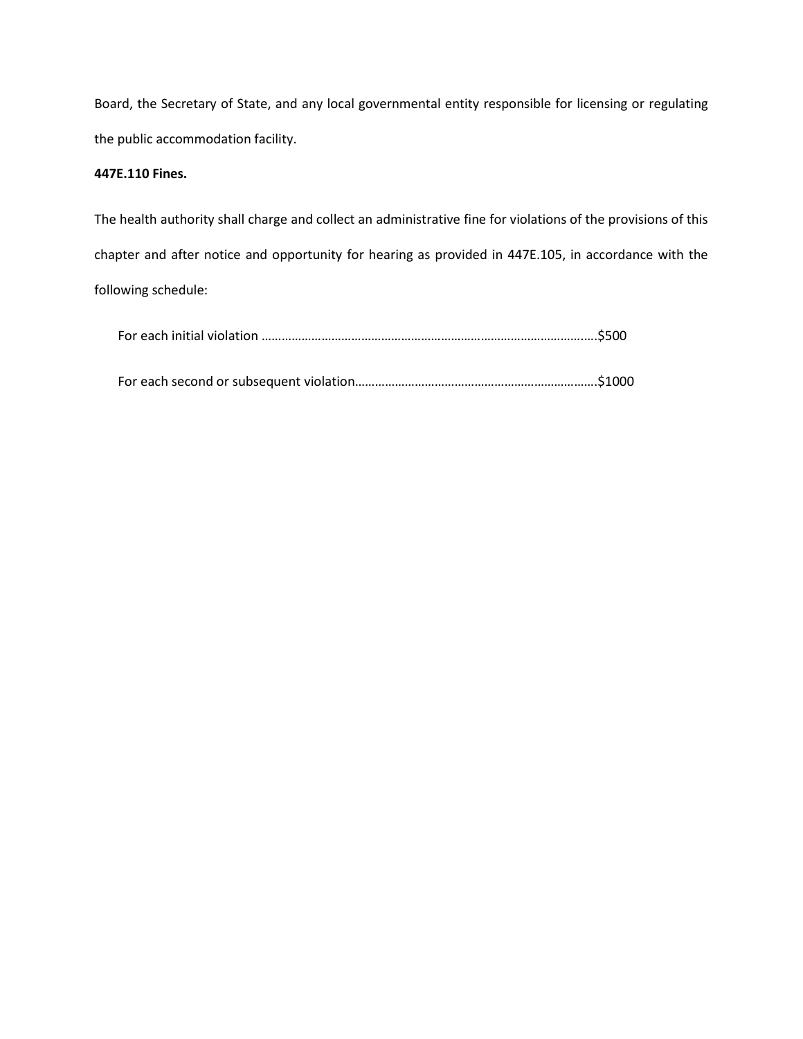Board, the Secretary of State, and any local governmental entity responsible for licensing or regulating the public accommodation facility.

**447E.110 Fines.**

The health authority shall charge and collect an administrative fine for violations of the provisions of this chapter and after notice and opportunity for hearing as provided in 447E.105, in accordance with the following schedule:

For each initial violation ……………………………………………………………………………………….$500

For each second or subsequent violation……………………………………………………………….$1000